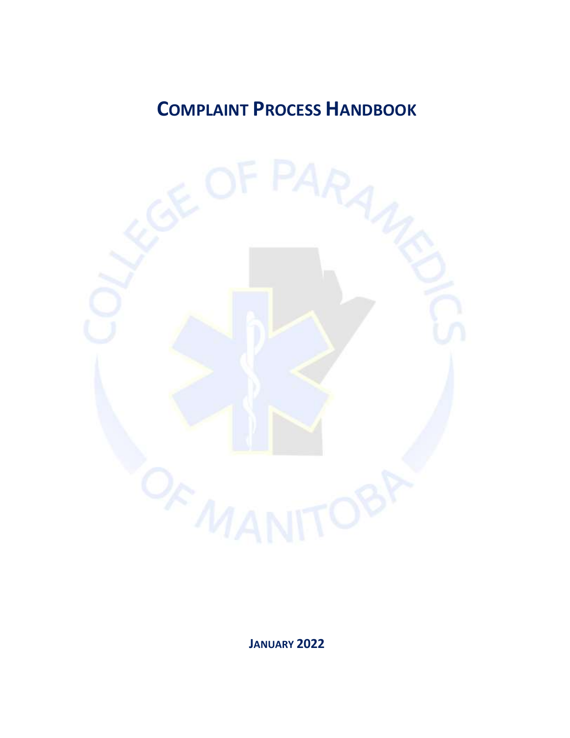# COMPLAINT PROCESS HANDBOOK

**JANUARY 2022**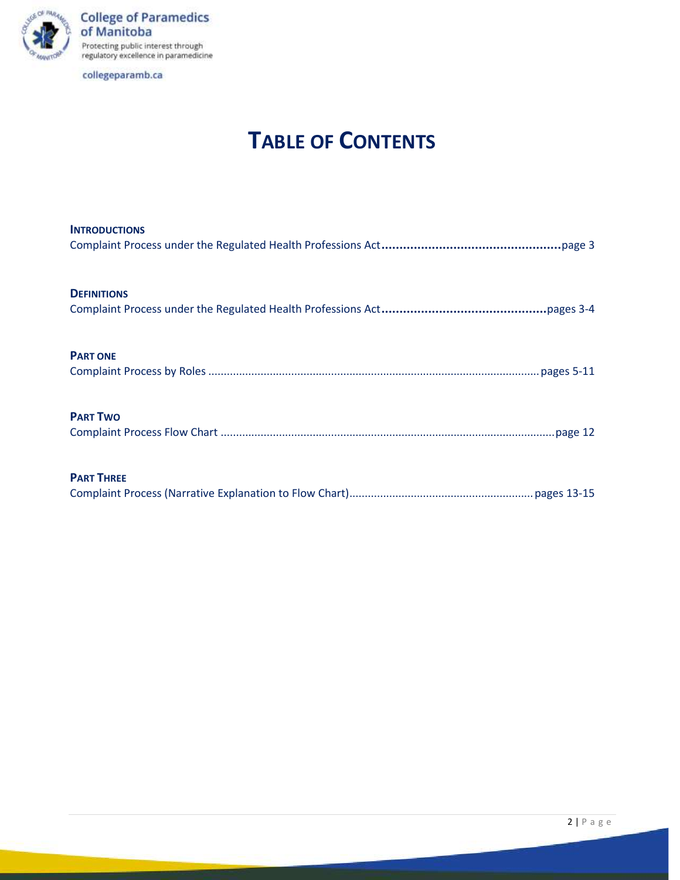# TABLE OF CONTENTS

**INTRODUCTIONS**
Complaint Process under the Regulated Health Professions Act ...................................................page 3

**DEFINITIONS**
Complaint Process under the Regulated Health Professions Act ...............................................pages 3-4

**PART ONE**
Complaint Process by Roles ............................................................................................................pages 5-11

**PART TWO**
Complaint Process Flow Chart ..........................................................................................................page 12

**PART THREE**
Complaint Process (Narrative Explanation to Flow Chart) ............................................................pages 13-15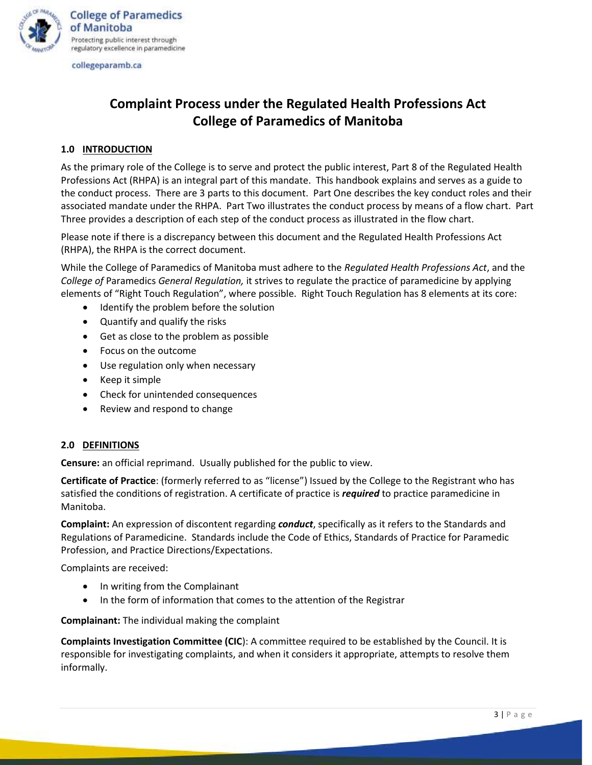# Complaint Process under the Regulated Health Professions Act College of Paramedics of Manitoba

## 1.0 INTRODUCTION

As the primary role of the College is to serve and protect the public interest, Part 8 of the Regulated Health Professions Act (RHPA) is an integral part of this mandate. This handbook explains and serves as a guide to the conduct process. There are 3 parts to this document. Part One describes the key conduct roles and their associated mandate under the RHPA. Part Two illustrates the conduct process by means of a flow chart. Part Three provides a description of each step of the conduct process as illustrated in the flow chart.

Please note if there is a discrepancy between this document and the Regulated Health Professions Act (RHPA), the RHPA is the correct document.

While the College of Paramedics of Manitoba must adhere to the *Regulated Health Professions Act*, and the *College of* Paramedics *General Regulation,* it strives to regulate the practice of paramedicine by applying elements of "Right Touch Regulation", where possible. Right Touch Regulation has 8 elements at its core:

- Identify the problem before the solution
- Quantify and qualify the risks
- Get as close to the problem as possible
- Focus on the outcome
- Use regulation only when necessary
- Keep it simple
- Check for unintended consequences
- Review and respond to change

## 2.0 DEFINITIONS

**Censure:** an official reprimand. Usually published for the public to view.

**Certificate of Practice**: (formerly referred to as "license") Issued by the College to the Registrant who has satisfied the conditions of registration. A certificate of practice is ***required*** to practice paramedicine in Manitoba.

**Complaint:** An expression of discontent regarding ***conduct***, specifically as it refers to the Standards and Regulations of Paramedicine. Standards include the Code of Ethics, Standards of Practice for Paramedic Profession, and Practice Directions/Expectations.

Complaints are received:

- In writing from the Complainant
- In the form of information that comes to the attention of the Registrar

**Complainant:** The individual making the complaint

**Complaints Investigation Committee (CIC**): A committee required to be established by the Council. It is responsible for investigating complaints, and when it considers it appropriate, attempts to resolve them informally.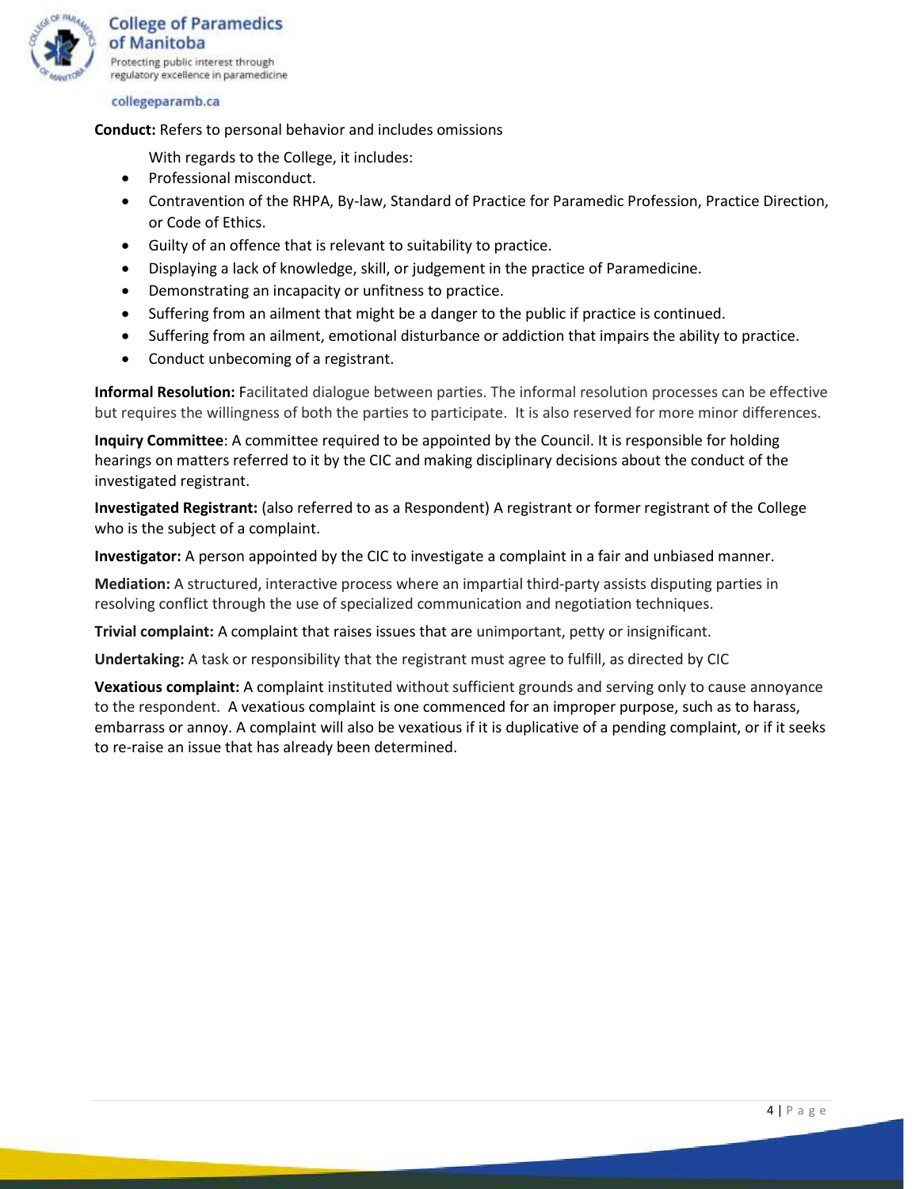**Conduct:** Refers to personal behavior and includes omissions

With regards to the College, it includes:

- Professional misconduct.
- Contravention of the RHPA, By-law, Standard of Practice for Paramedic Profession, Practice Direction, or Code of Ethics.
- Guilty of an offence that is relevant to suitability to practice.
- Displaying a lack of knowledge, skill, or judgement in the practice of Paramedicine.
- Demonstrating an incapacity or unfitness to practice.
- Suffering from an ailment that might be a danger to the public if practice is continued.
- Suffering from an ailment, emotional disturbance or addiction that impairs the ability to practice.
- Conduct unbecoming of a registrant.

**Informal Resolution:** Facilitated dialogue between parties. The informal resolution processes can be effective but requires the willingness of both the parties to participate. It is also reserved for more minor differences.

**Inquiry Committee**: A committee required to be appointed by the Council. It is responsible for holding hearings on matters referred to it by the CIC and making disciplinary decisions about the conduct of the investigated registrant.

**Investigated Registrant:** (also referred to as a Respondent) A registrant or former registrant of the College who is the subject of a complaint.

**Investigator:** A person appointed by the CIC to investigate a complaint in a fair and unbiased manner.

**Mediation:** A structured, interactive process where an impartial third-party assists disputing parties in resolving conflict through the use of specialized communication and negotiation techniques.

**Trivial complaint:** A complaint that raises issues that are unimportant, petty or insignificant.

**Undertaking:** A task or responsibility that the registrant must agree to fulfill, as directed by CIC

**Vexatious complaint:** A complaint instituted without sufficient grounds and serving only to cause annoyance to the respondent. A vexatious complaint is one commenced for an improper purpose, such as to harass, embarrass or annoy. A complaint will also be vexatious if it is duplicative of a pending complaint, or if it seeks to re-raise an issue that has already been determined.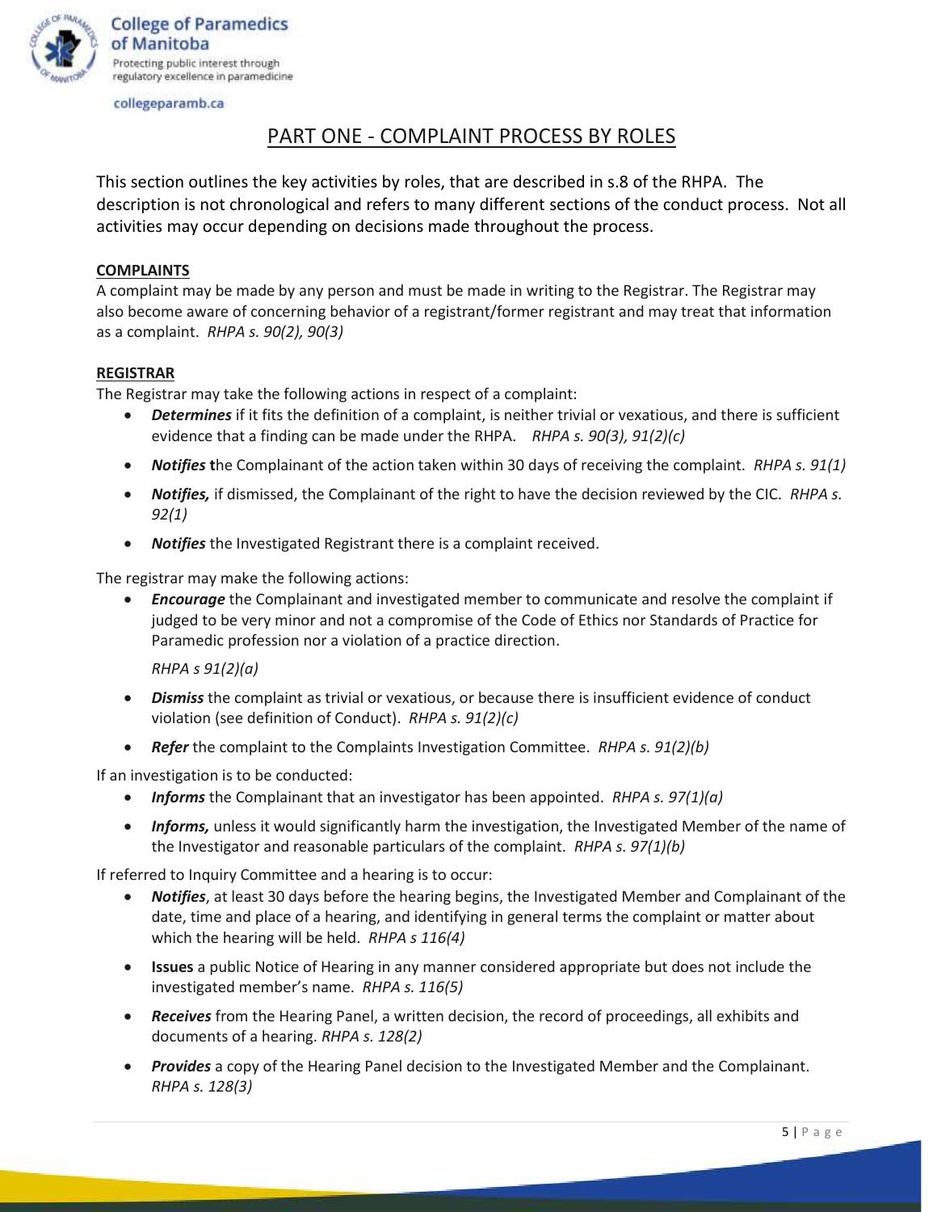## PART ONE - COMPLAINT PROCESS BY ROLES

This section outlines the key activities by roles, that are described in s.8 of the RHPA. The description is not chronological and refers to many different sections of the conduct process. Not all activities may occur depending on decisions made throughout the process.

### COMPLAINTS

A complaint may be made by any person and must be made in writing to the Registrar. The Registrar may also become aware of concerning behavior of a registrant/former registrant and may treat that information as a complaint. *RHPA s. 90(2), 90(3)*

### REGISTRAR

The Registrar may take the following actions in respect of a complaint:

- ***Determines*** if it fits the definition of a complaint, is neither trivial or vexatious, and there is sufficient evidence that a finding can be made under the RHPA. *RHPA s. 90(3), 91(2)(c)*
- ***Notifies*** **t**he Complainant of the action taken within 30 days of receiving the complaint. *RHPA s. 91(1)*
- ***Notifies,*** if dismissed, the Complainant of the right to have the decision reviewed by the CIC. *RHPA s. 92(1)*
- ***Notifies*** the Investigated Registrant there is a complaint received.

The registrar may make the following actions:

- ***Encourage*** the Complainant and investigated member to communicate and resolve the complaint if judged to be very minor and not a compromise of the Code of Ethics nor Standards of Practice for Paramedic profession nor a violation of a practice direction.

  *RHPA s 91(2)(a)*
- ***Dismiss*** the complaint as trivial or vexatious, or because there is insufficient evidence of conduct violation (see definition of Conduct). *RHPA s. 91(2)(c)*
- ***Refer*** the complaint to the Complaints Investigation Committee. *RHPA s. 91(2)(b)*

If an investigation is to be conducted:

- ***Informs*** the Complainant that an investigator has been appointed. *RHPA s. 97(1)(a)*
- ***Informs,*** unless it would significantly harm the investigation, the Investigated Member of the name of the Investigator and reasonable particulars of the complaint. *RHPA s. 97(1)(b)*

If referred to Inquiry Committee and a hearing is to occur:

- ***Notifies***, at least 30 days before the hearing begins, the Investigated Member and Complainant of the date, time and place of a hearing, and identifying in general terms the complaint or matter about which the hearing will be held. *RHPA s 116(4)*
- **Issues** a public Notice of Hearing in any manner considered appropriate but does not include the investigated member's name. *RHPA s. 116(5)*
- ***Receives*** from the Hearing Panel, a written decision, the record of proceedings, all exhibits and documents of a hearing. *RHPA s. 128(2)*
- ***Provides*** a copy of the Hearing Panel decision to the Investigated Member and the Complainant. *RHPA s. 128(3)*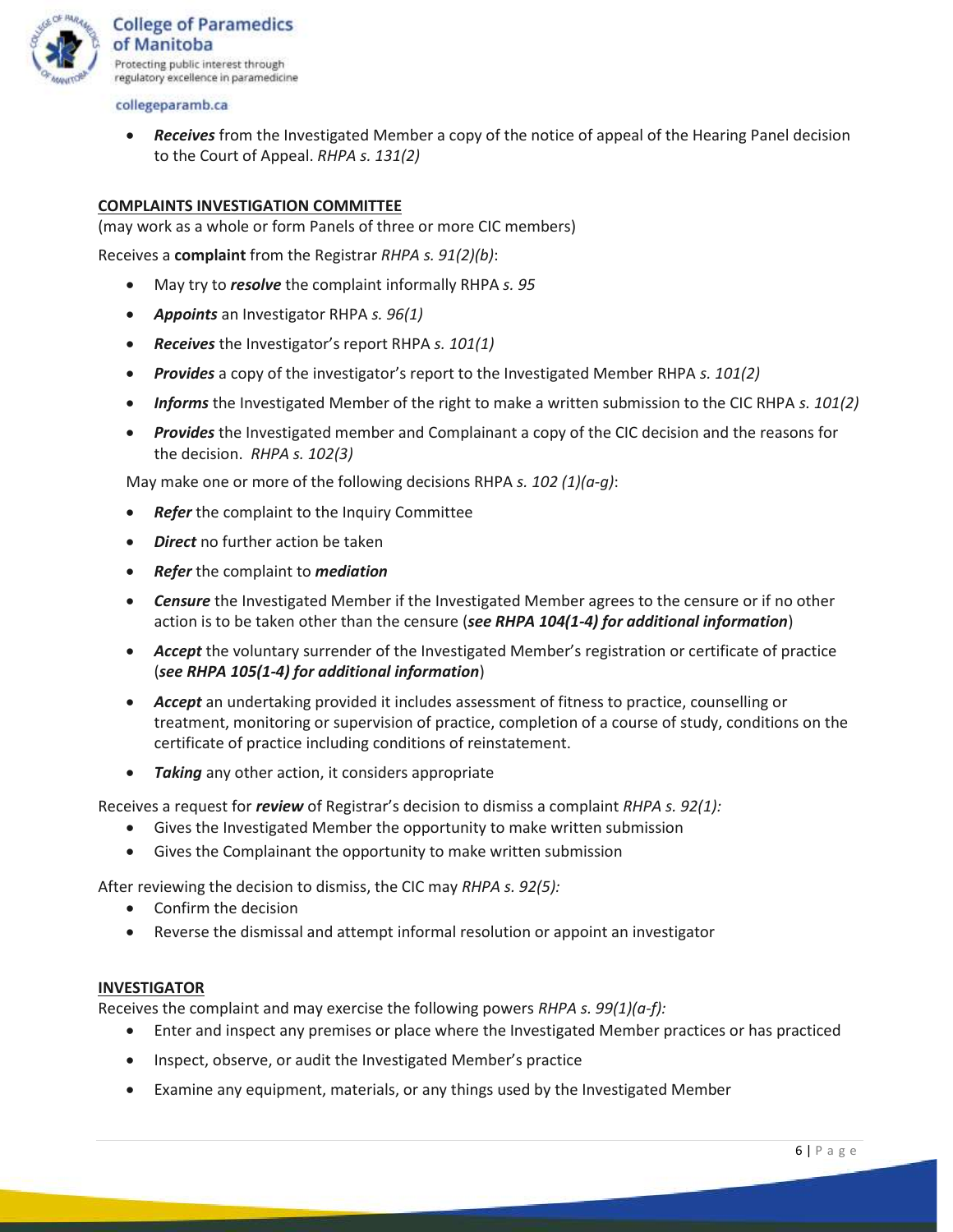- ***Receives*** from the Investigated Member a copy of the notice of appeal of the Hearing Panel decision to the Court of Appeal. *RHPA s. 131(2)*

**COMPLAINTS INVESTIGATION COMMITTEE**

(may work as a whole or form Panels of three or more CIC members)

Receives a **complaint** from the Registrar *RHPA s. 91(2)(b)*:

- May try to ***resolve*** the complaint informally RHPA *s. 95*
- ***Appoints*** an Investigator RHPA *s. 96(1)*
- ***Receives*** the Investigator's report RHPA *s. 101(1)*
- ***Provides*** a copy of the investigator's report to the Investigated Member RHPA *s. 101(2)*
- ***Informs*** the Investigated Member of the right to make a written submission to the CIC RHPA *s. 101(2)*
- ***Provides*** the Investigated member and Complainant a copy of the CIC decision and the reasons for the decision. *RHPA s. 102(3)*

May make one or more of the following decisions RHPA *s. 102 (1)(a-g)*:

- ***Refer*** the complaint to the Inquiry Committee
- ***Direct*** no further action be taken
- ***Refer*** the complaint to ***mediation***
- ***Censure*** the Investigated Member if the Investigated Member agrees to the censure or if no other action is to be taken other than the censure (***see RHPA 104(1-4) for additional information***)
- ***Accept*** the voluntary surrender of the Investigated Member's registration or certificate of practice (***see RHPA 105(1-4) for additional information***)
- ***Accept*** an undertaking provided it includes assessment of fitness to practice, counselling or treatment, monitoring or supervision of practice, completion of a course of study, conditions on the certificate of practice including conditions of reinstatement.
- ***Taking*** any other action, it considers appropriate

Receives a request for ***review*** of Registrar's decision to dismiss a complaint *RHPA s. 92(1):*

- Gives the Investigated Member the opportunity to make written submission
- Gives the Complainant the opportunity to make written submission

After reviewing the decision to dismiss, the CIC may *RHPA s. 92(5):*

- Confirm the decision
- Reverse the dismissal and attempt informal resolution or appoint an investigator

**INVESTIGATOR**

Receives the complaint and may exercise the following powers *RHPA s. 99(1)(a-f):*

- Enter and inspect any premises or place where the Investigated Member practices or has practiced
- Inspect, observe, or audit the Investigated Member's practice
- Examine any equipment, materials, or any things used by the Investigated Member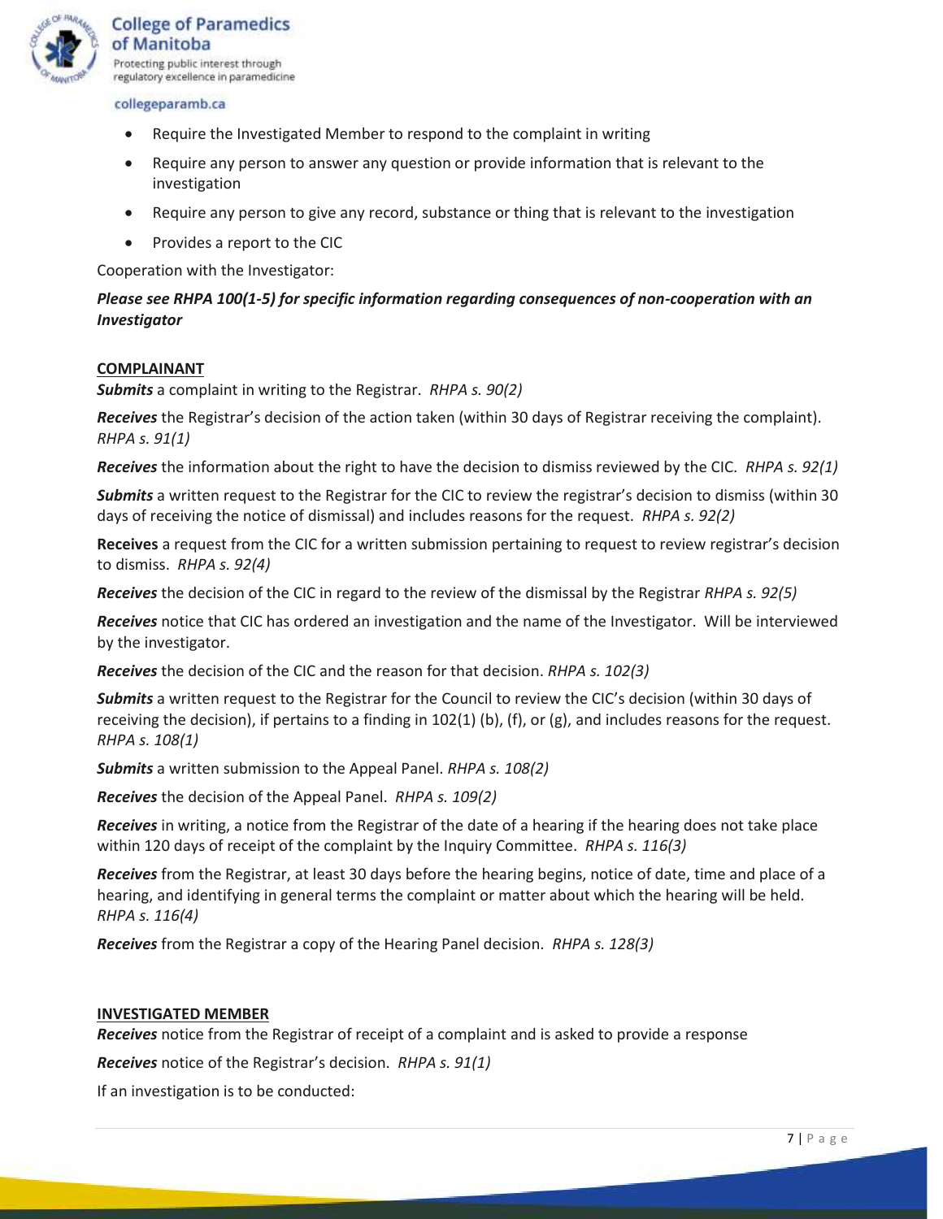- Require the Investigated Member to respond to the complaint in writing
- Require any person to answer any question or provide information that is relevant to the investigation
- Require any person to give any record, substance or thing that is relevant to the investigation
- Provides a report to the CIC

Cooperation with the Investigator:

***Please see RHPA 100(1-5) for specific information regarding consequences of non-cooperation with an Investigator***

**<u>COMPLAINANT</u>**

***Submits*** a complaint in writing to the Registrar. *RHPA s. 90(2)*

***Receives*** the Registrar's decision of the action taken (within 30 days of Registrar receiving the complaint). *RHPA s. 91(1)*

***Receives*** the information about the right to have the decision to dismiss reviewed by the CIC. *RHPA s. 92(1)*

***Submits*** a written request to the Registrar for the CIC to review the registrar's decision to dismiss (within 30 days of receiving the notice of dismissal) and includes reasons for the request. *RHPA s. 92(2)*

**Receives** a request from the CIC for a written submission pertaining to request to review registrar's decision to dismiss. *RHPA s. 92(4)*

***Receives*** the decision of the CIC in regard to the review of the dismissal by the Registrar *RHPA s. 92(5)*

***Receives*** notice that CIC has ordered an investigation and the name of the Investigator. Will be interviewed by the investigator.

***Receives*** the decision of the CIC and the reason for that decision. *RHPA s. 102(3)*

***Submits*** a written request to the Registrar for the Council to review the CIC's decision (within 30 days of receiving the decision), if pertains to a finding in 102(1) (b), (f), or (g), and includes reasons for the request. *RHPA s. 108(1)*

***Submits*** a written submission to the Appeal Panel. *RHPA s. 108(2)*

***Receives*** the decision of the Appeal Panel. *RHPA s. 109(2)*

***Receives*** in writing, a notice from the Registrar of the date of a hearing if the hearing does not take place within 120 days of receipt of the complaint by the Inquiry Committee. *RHPA s. 116(3)*

***Receives*** from the Registrar, at least 30 days before the hearing begins, notice of date, time and place of a hearing, and identifying in general terms the complaint or matter about which the hearing will be held. *RHPA s. 116(4)*

***Receives*** from the Registrar a copy of the Hearing Panel decision. *RHPA s. 128(3)*

**<u>INVESTIGATED MEMBER</u>**

***Receives*** notice from the Registrar of receipt of a complaint and is asked to provide a response

***Receives*** notice of the Registrar's decision. *RHPA s. 91(1)*

If an investigation is to be conducted: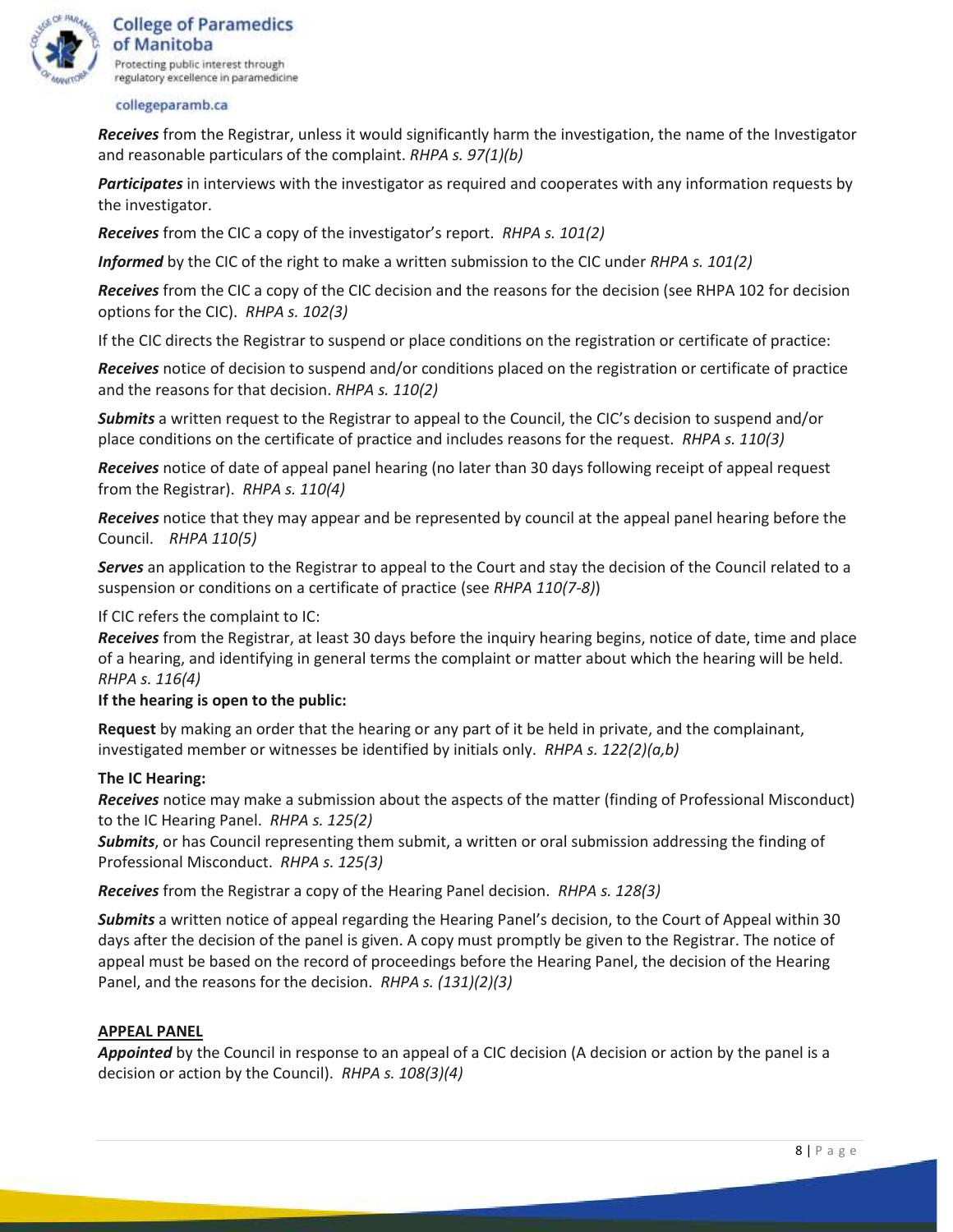***Receives*** from the Registrar, unless it would significantly harm the investigation, the name of the Investigator and reasonable particulars of the complaint. *RHPA s. 97(1)(b)*

***Participates*** in interviews with the investigator as required and cooperates with any information requests by the investigator.

***Receives*** from the CIC a copy of the investigator's report. *RHPA s. 101(2)*

***Informed*** by the CIC of the right to make a written submission to the CIC under *RHPA s. 101(2)*

***Receives*** from the CIC a copy of the CIC decision and the reasons for the decision (see RHPA 102 for decision options for the CIC). *RHPA s. 102(3)*

If the CIC directs the Registrar to suspend or place conditions on the registration or certificate of practice:

***Receives*** notice of decision to suspend and/or conditions placed on the registration or certificate of practice and the reasons for that decision. *RHPA s. 110(2)*

***Submits*** a written request to the Registrar to appeal to the Council, the CIC's decision to suspend and/or place conditions on the certificate of practice and includes reasons for the request. *RHPA s. 110(3)*

***Receives*** notice of date of appeal panel hearing (no later than 30 days following receipt of appeal request from the Registrar). *RHPA s. 110(4)*

***Receives*** notice that they may appear and be represented by council at the appeal panel hearing before the Council. *RHPA 110(5)*

***Serves*** an application to the Registrar to appeal to the Court and stay the decision of the Council related to a suspension or conditions on a certificate of practice (see *RHPA 110(7-8)*)

If CIC refers the complaint to IC:

***Receives*** from the Registrar, at least 30 days before the inquiry hearing begins, notice of date, time and place of a hearing, and identifying in general terms the complaint or matter about which the hearing will be held. *RHPA s. 116(4)*

**If the hearing is open to the public:**

**Request** by making an order that the hearing or any part of it be held in private, and the complainant, investigated member or witnesses be identified by initials only. *RHPA s. 122(2)(a,b)*

**The IC Hearing:**

***Receives*** notice may make a submission about the aspects of the matter (finding of Professional Misconduct) to the IC Hearing Panel. *RHPA s. 125(2)*

***Submits***, or has Council representing them submit, a written or oral submission addressing the finding of Professional Misconduct. *RHPA s. 125(3)*

***Receives*** from the Registrar a copy of the Hearing Panel decision. *RHPA s. 128(3)*

***Submits*** a written notice of appeal regarding the Hearing Panel's decision, to the Court of Appeal within 30 days after the decision of the panel is given. A copy must promptly be given to the Registrar. The notice of appeal must be based on the record of proceedings before the Hearing Panel, the decision of the Hearing Panel, and the reasons for the decision. *RHPA s. (131)(2)(3)*

## APPEAL PANEL

***Appointed*** by the Council in response to an appeal of a CIC decision (A decision or action by the panel is a decision or action by the Council). *RHPA s. 108(3)(4)*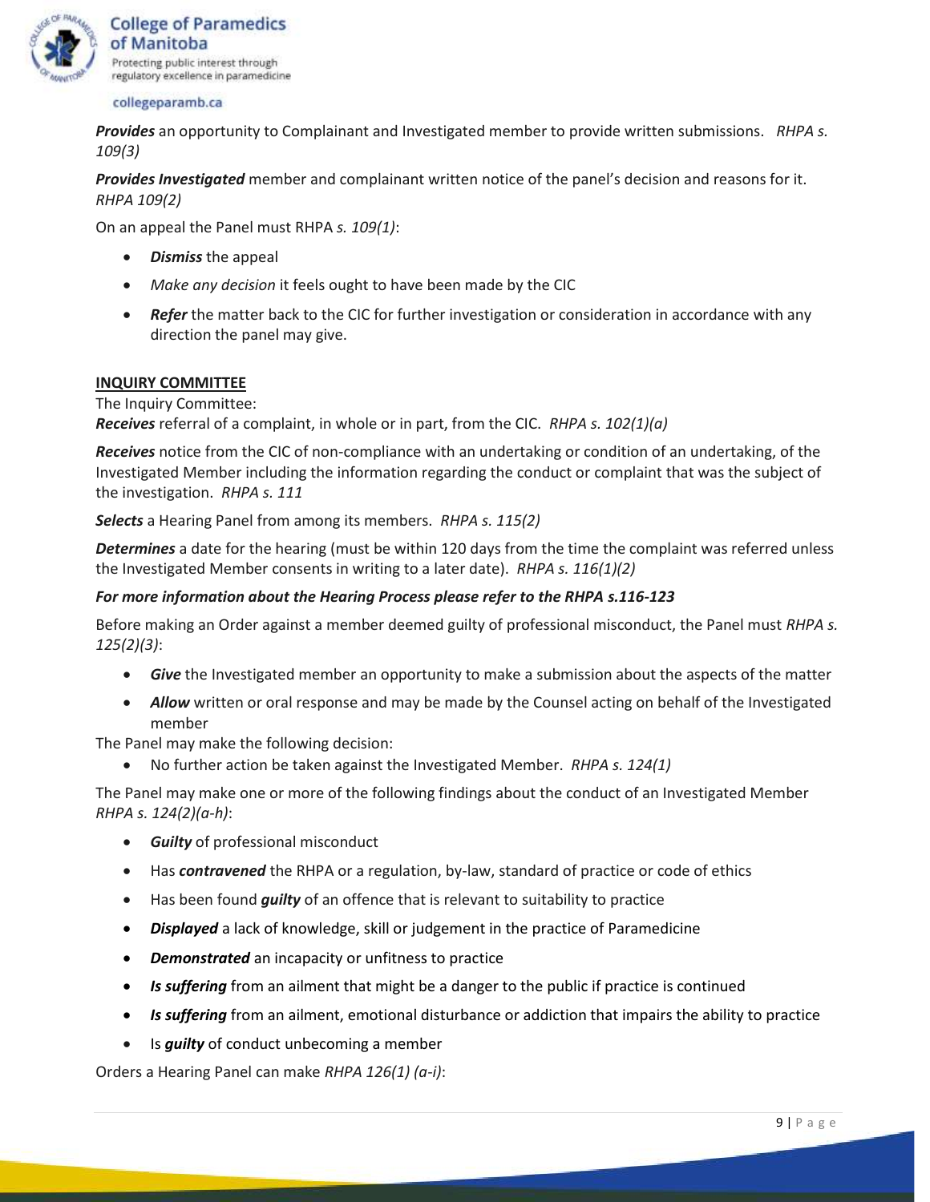***Provides*** an opportunity to Complainant and Investigated member to provide written submissions. *RHPA s. 109(3)*

***Provides Investigated*** member and complainant written notice of the panel's decision and reasons for it. *RHPA 109(2)*

On an appeal the Panel must RHPA *s. 109(1)*:

- ***Dismiss*** the appeal
- *Make any decision* it feels ought to have been made by the CIC
- ***Refer*** the matter back to the CIC for further investigation or consideration in accordance with any direction the panel may give.

**INQUIRY COMMITTEE**

The Inquiry Committee:
***Receives*** referral of a complaint, in whole or in part, from the CIC. *RHPA s. 102(1)(a)*

***Receives*** notice from the CIC of non-compliance with an undertaking or condition of an undertaking, of the Investigated Member including the information regarding the conduct or complaint that was the subject of the investigation. *RHPA s. 111*

***Selects*** a Hearing Panel from among its members. *RHPA s. 115(2)*

***Determines*** a date for the hearing (must be within 120 days from the time the complaint was referred unless the Investigated Member consents in writing to a later date). *RHPA s. 116(1)(2)*

***For more information about the Hearing Process please refer to the RHPA s.116-123***

Before making an Order against a member deemed guilty of professional misconduct, the Panel must *RHPA s. 125(2)(3)*:

- ***Give*** the Investigated member an opportunity to make a submission about the aspects of the matter
- ***Allow*** written or oral response and may be made by the Counsel acting on behalf of the Investigated member

The Panel may make the following decision:

- No further action be taken against the Investigated Member. *RHPA s. 124(1)*

The Panel may make one or more of the following findings about the conduct of an Investigated Member *RHPA s. 124(2)(a-h)*:

- ***Guilty*** of professional misconduct
- Has ***contravened*** the RHPA or a regulation, by-law, standard of practice or code of ethics
- Has been found ***guilty*** of an offence that is relevant to suitability to practice
- ***Displayed*** a lack of knowledge, skill or judgement in the practice of Paramedicine
- ***Demonstrated*** an incapacity or unfitness to practice
- ***Is suffering*** from an ailment that might be a danger to the public if practice is continued
- ***Is suffering*** from an ailment, emotional disturbance or addiction that impairs the ability to practice
- Is ***guilty*** of conduct unbecoming a member

Orders a Hearing Panel can make *RHPA 126(1) (a-i)*: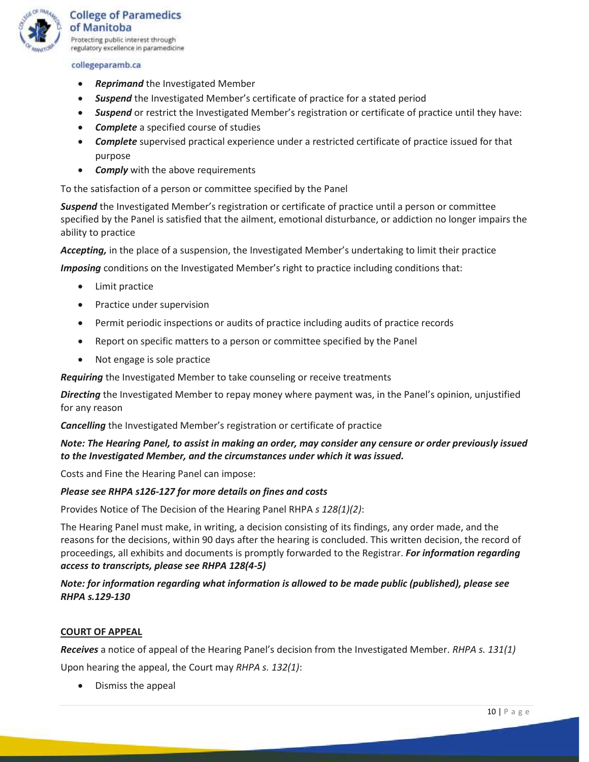- ***Reprimand*** the Investigated Member
- ***Suspend*** the Investigated Member's certificate of practice for a stated period
- ***Suspend*** or restrict the Investigated Member's registration or certificate of practice until they have:
- ***Complete*** a specified course of studies
- ***Complete*** supervised practical experience under a restricted certificate of practice issued for that purpose
- ***Comply*** with the above requirements

To the satisfaction of a person or committee specified by the Panel

***Suspend*** the Investigated Member's registration or certificate of practice until a person or committee specified by the Panel is satisfied that the ailment, emotional disturbance, or addiction no longer impairs the ability to practice

***Accepting,*** in the place of a suspension, the Investigated Member's undertaking to limit their practice

***Imposing*** conditions on the Investigated Member's right to practice including conditions that:

- Limit practice
- Practice under supervision
- Permit periodic inspections or audits of practice including audits of practice records
- Report on specific matters to a person or committee specified by the Panel
- Not engage is sole practice

***Requiring*** the Investigated Member to take counseling or receive treatments

***Directing*** the Investigated Member to repay money where payment was, in the Panel's opinion, unjustified for any reason

***Cancelling*** the Investigated Member's registration or certificate of practice

***Note: The Hearing Panel, to assist in making an order, may consider any censure or order previously issued to the Investigated Member, and the circumstances under which it was issued.***

Costs and Fine the Hearing Panel can impose:

***Please see RHPA s126-127 for more details on fines and costs***

Provides Notice of The Decision of the Hearing Panel RHPA *s 128(1)(2)*:

The Hearing Panel must make, in writing, a decision consisting of its findings, any order made, and the reasons for the decisions, within 90 days after the hearing is concluded. This written decision, the record of proceedings, all exhibits and documents is promptly forwarded to the Registrar. ***For information regarding access to transcripts, please see RHPA 128(4-5)***

***Note: for information regarding what information is allowed to be made public (published), please see RHPA s.129-130***

**COURT OF APPEAL**

***Receives*** a notice of appeal of the Hearing Panel's decision from the Investigated Member. *RHPA s. 131(1)*

Upon hearing the appeal, the Court may *RHPA s. 132(1)*:

- Dismiss the appeal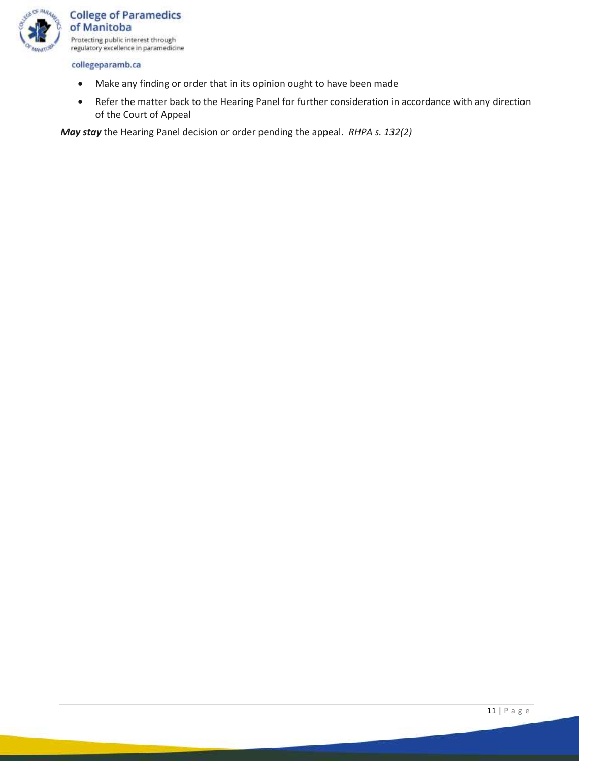- Make any finding or order that in its opinion ought to have been made
- Refer the matter back to the Hearing Panel for further consideration in accordance with any direction of the Court of Appeal

***May stay*** the Hearing Panel decision or order pending the appeal. *RHPA s. 132(2)*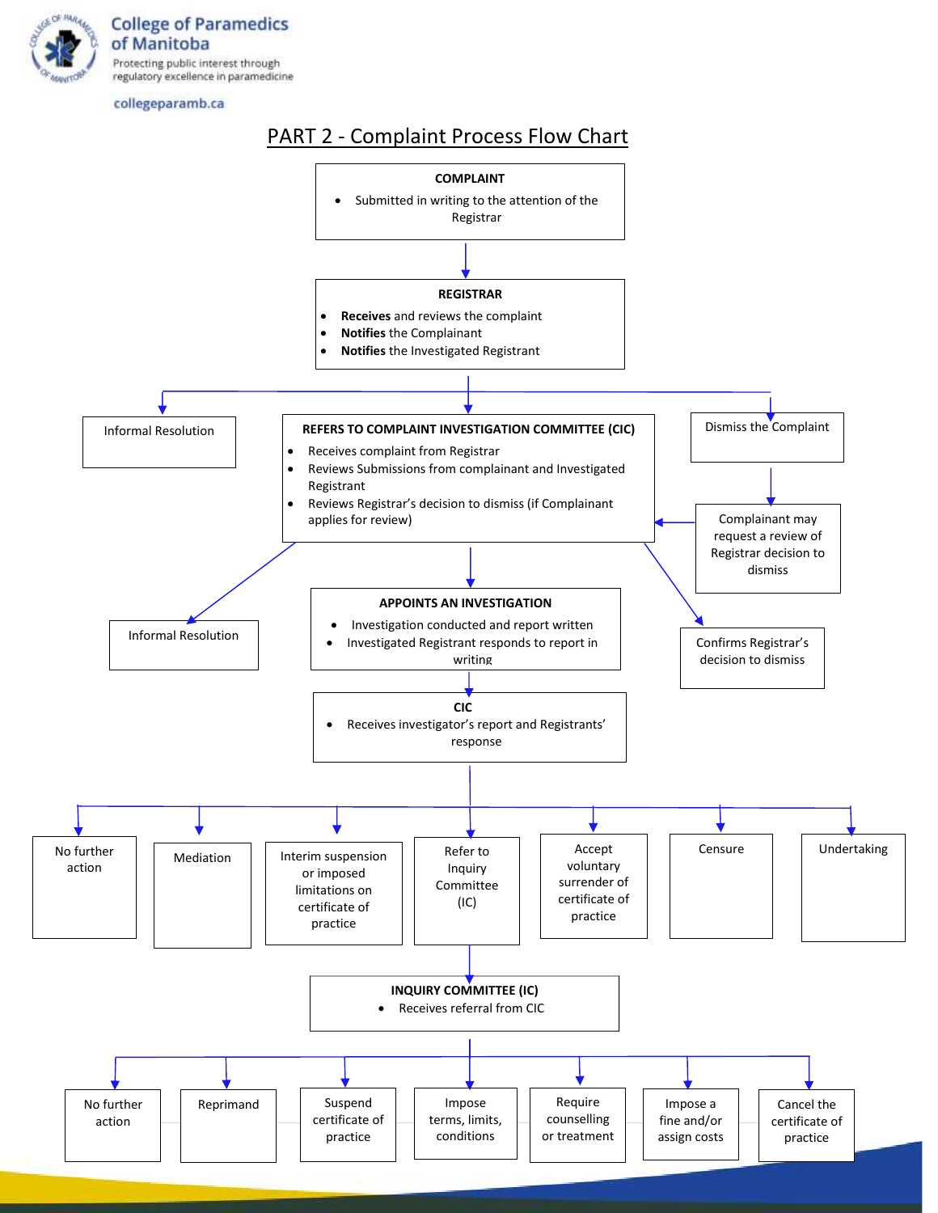College of Paramedics of Manitoba

Protecting public interest through regulatory excellence in paramedicine

collegeparamb.ca

## PART 2 - Complaint Process Flow Chart

**COMPLAINT**

- Submitted in writing to the attention of the Registrar

↓

**REGISTRAR**

- **Receives** and reviews the complaint
- **Notifies** the Complainant
- **Notifies** the Investigated Registrant

↓ (Registrar may proceed to one of the following)

- Informal Resolution
- **REFERS TO COMPLAINT INVESTIGATION COMMITTEE (CIC)**
  - Receives complaint from Registrar
  - Reviews Submissions from complainant and Investigated Registrant
  - Reviews Registrar's decision to dismiss (if Complainant applies for review)
- Dismiss the Complaint
  - ↓ Complainant may request a review of Registrar decision to dismiss (→ CIC)

↓ (CIC may proceed to one of the following)

- Informal Resolution
- **APPOINTS AN INVESTIGATION**
  - Investigation conducted and report written
  - Investigated Registrant responds to report in writing
- Confirms Registrar's decision to dismiss

↓

**CIC**

- Receives investigator's report and Registrants' response

↓ (CIC may decide on one of the following)

- No further action
- Mediation
- Interim suspension or imposed limitations on certificate of practice
- Refer to Inquiry Committee (IC)
- Accept voluntary surrender of certificate of practice
- Censure
- Undertaking

↓ (Refer to Inquiry Committee (IC))

**INQUIRY COMMITTEE (IC)**

- Receives referral from CIC

↓ (IC may decide on one of the following)

- No further action
- Reprimand
- Suspend certificate of practice
- Impose terms, limits, conditions
- Require counselling or treatment
- Impose a fine and/or assign costs
- Cancel the certificate of practice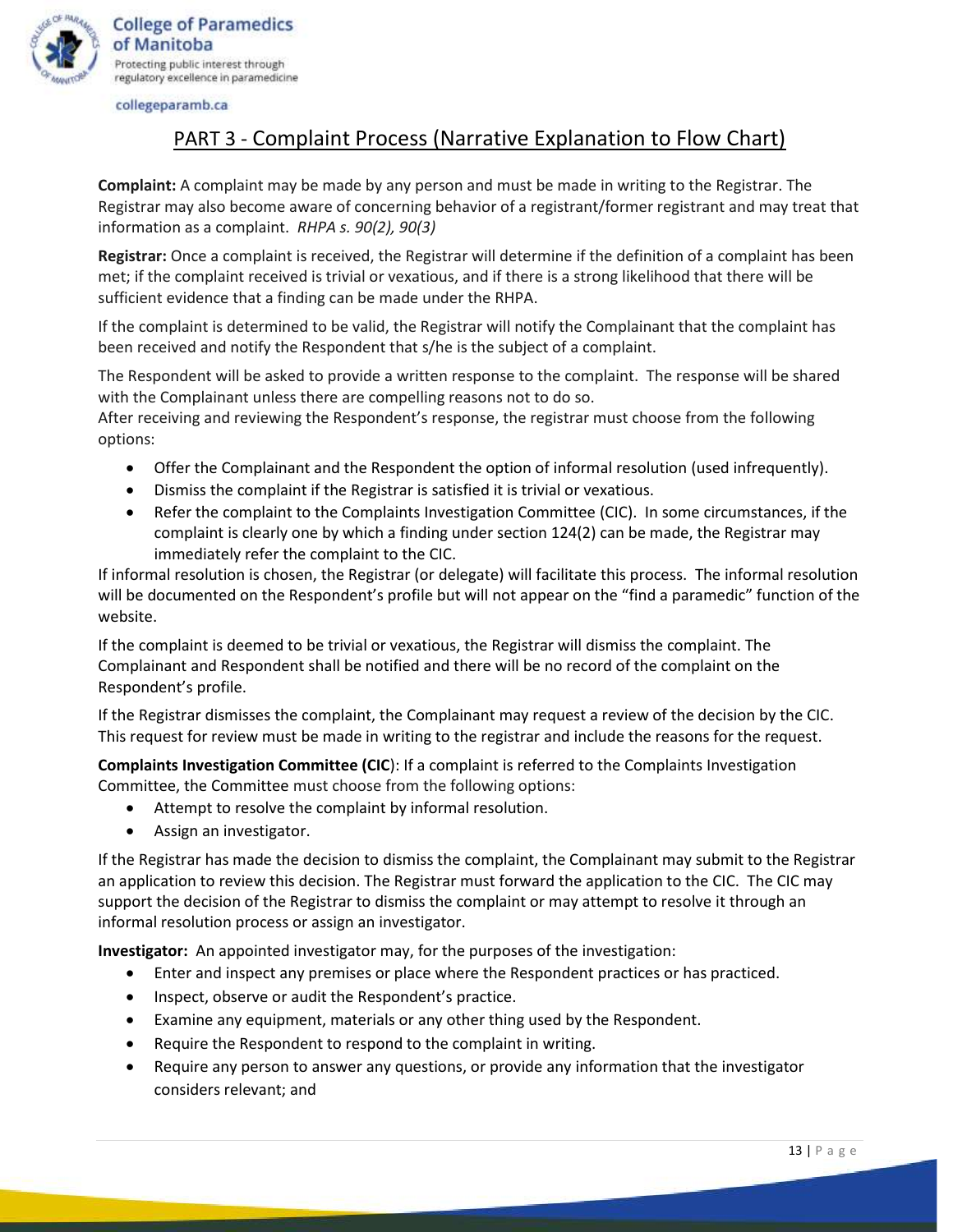## PART 3 - Complaint Process (Narrative Explanation to Flow Chart)

**Complaint:** A complaint may be made by any person and must be made in writing to the Registrar. The Registrar may also become aware of concerning behavior of a registrant/former registrant and may treat that information as a complaint. *RHPA s. 90(2), 90(3)*

**Registrar:** Once a complaint is received, the Registrar will determine if the definition of a complaint has been met; if the complaint received is trivial or vexatious, and if there is a strong likelihood that there will be sufficient evidence that a finding can be made under the RHPA.

If the complaint is determined to be valid, the Registrar will notify the Complainant that the complaint has been received and notify the Respondent that s/he is the subject of a complaint.

The Respondent will be asked to provide a written response to the complaint. The response will be shared with the Complainant unless there are compelling reasons not to do so.
After receiving and reviewing the Respondent's response, the registrar must choose from the following options:

- Offer the Complainant and the Respondent the option of informal resolution (used infrequently).
- Dismiss the complaint if the Registrar is satisfied it is trivial or vexatious.
- Refer the complaint to the Complaints Investigation Committee (CIC). In some circumstances, if the complaint is clearly one by which a finding under section 124(2) can be made, the Registrar may immediately refer the complaint to the CIC.

If informal resolution is chosen, the Registrar (or delegate) will facilitate this process. The informal resolution will be documented on the Respondent's profile but will not appear on the "find a paramedic" function of the website.

If the complaint is deemed to be trivial or vexatious, the Registrar will dismiss the complaint. The Complainant and Respondent shall be notified and there will be no record of the complaint on the Respondent's profile.

If the Registrar dismisses the complaint, the Complainant may request a review of the decision by the CIC. This request for review must be made in writing to the registrar and include the reasons for the request.

**Complaints Investigation Committee (CIC)**: If a complaint is referred to the Complaints Investigation Committee, the Committee must choose from the following options:

- Attempt to resolve the complaint by informal resolution.
- Assign an investigator.

If the Registrar has made the decision to dismiss the complaint, the Complainant may submit to the Registrar an application to review this decision. The Registrar must forward the application to the CIC. The CIC may support the decision of the Registrar to dismiss the complaint or may attempt to resolve it through an informal resolution process or assign an investigator.

**Investigator:** An appointed investigator may, for the purposes of the investigation:

- Enter and inspect any premises or place where the Respondent practices or has practiced.
- Inspect, observe or audit the Respondent's practice.
- Examine any equipment, materials or any other thing used by the Respondent.
- Require the Respondent to respond to the complaint in writing.
- Require any person to answer any questions, or provide any information that the investigator considers relevant; and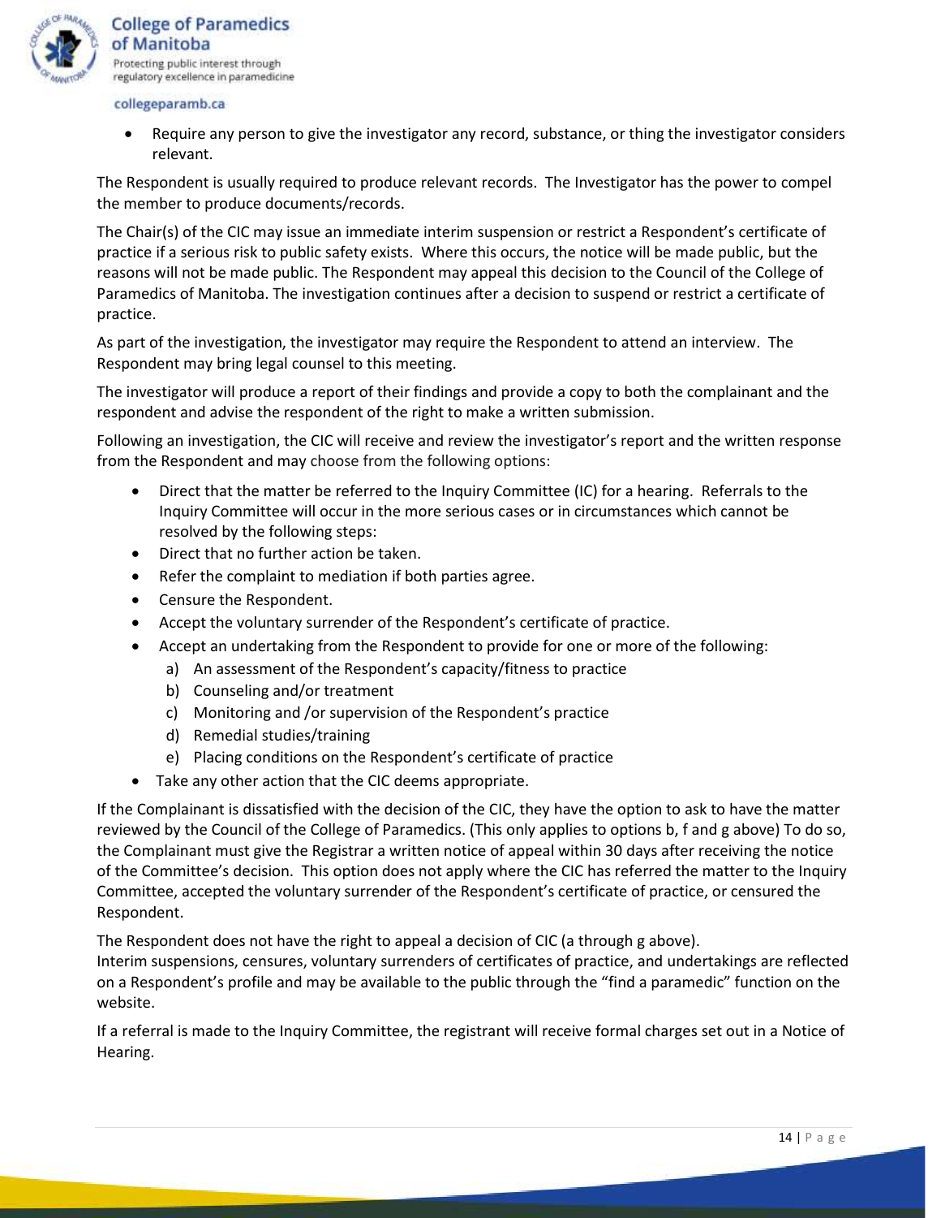- Require any person to give the investigator any record, substance, or thing the investigator considers relevant.

The Respondent is usually required to produce relevant records. The Investigator has the power to compel the member to produce documents/records.

The Chair(s) of the CIC may issue an immediate interim suspension or restrict a Respondent's certificate of practice if a serious risk to public safety exists. Where this occurs, the notice will be made public, but the reasons will not be made public. The Respondent may appeal this decision to the Council of the College of Paramedics of Manitoba. The investigation continues after a decision to suspend or restrict a certificate of practice.

As part of the investigation, the investigator may require the Respondent to attend an interview. The Respondent may bring legal counsel to this meeting.

The investigator will produce a report of their findings and provide a copy to both the complainant and the respondent and advise the respondent of the right to make a written submission.

Following an investigation, the CIC will receive and review the investigator's report and the written response from the Respondent and may choose from the following options:

- Direct that the matter be referred to the Inquiry Committee (IC) for a hearing. Referrals to the Inquiry Committee will occur in the more serious cases or in circumstances which cannot be resolved by the following steps:
- Direct that no further action be taken.
- Refer the complaint to mediation if both parties agree.
- Censure the Respondent.
- Accept the voluntary surrender of the Respondent's certificate of practice.
- Accept an undertaking from the Respondent to provide for one or more of the following:
  a) An assessment of the Respondent's capacity/fitness to practice
  b) Counseling and/or treatment
  c) Monitoring and /or supervision of the Respondent's practice
  d) Remedial studies/training
  e) Placing conditions on the Respondent's certificate of practice
- Take any other action that the CIC deems appropriate.

If the Complainant is dissatisfied with the decision of the CIC, they have the option to ask to have the matter reviewed by the Council of the College of Paramedics. (This only applies to options b, f and g above) To do so, the Complainant must give the Registrar a written notice of appeal within 30 days after receiving the notice of the Committee's decision. This option does not apply where the CIC has referred the matter to the Inquiry Committee, accepted the voluntary surrender of the Respondent's certificate of practice, or censured the Respondent.

The Respondent does not have the right to appeal a decision of CIC (a through g above).
Interim suspensions, censures, voluntary surrenders of certificates of practice, and undertakings are reflected on a Respondent's profile and may be available to the public through the "find a paramedic" function on the website.

If a referral is made to the Inquiry Committee, the registrant will receive formal charges set out in a Notice of Hearing.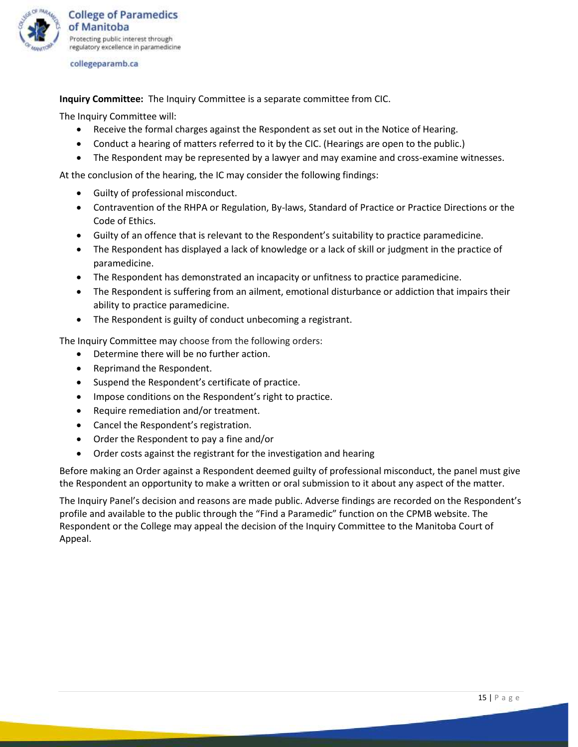**Inquiry Committee:** The Inquiry Committee is a separate committee from CIC.

The Inquiry Committee will:

- Receive the formal charges against the Respondent as set out in the Notice of Hearing.
- Conduct a hearing of matters referred to it by the CIC. (Hearings are open to the public.)
- The Respondent may be represented by a lawyer and may examine and cross-examine witnesses.

At the conclusion of the hearing, the IC may consider the following findings:

- Guilty of professional misconduct.
- Contravention of the RHPA or Regulation, By-laws, Standard of Practice or Practice Directions or the Code of Ethics.
- Guilty of an offence that is relevant to the Respondent's suitability to practice paramedicine.
- The Respondent has displayed a lack of knowledge or a lack of skill or judgment in the practice of paramedicine.
- The Respondent has demonstrated an incapacity or unfitness to practice paramedicine.
- The Respondent is suffering from an ailment, emotional disturbance or addiction that impairs their ability to practice paramedicine.
- The Respondent is guilty of conduct unbecoming a registrant.

The Inquiry Committee may choose from the following orders:

- Determine there will be no further action.
- Reprimand the Respondent.
- Suspend the Respondent's certificate of practice.
- Impose conditions on the Respondent's right to practice.
- Require remediation and/or treatment.
- Cancel the Respondent's registration.
- Order the Respondent to pay a fine and/or
- Order costs against the registrant for the investigation and hearing

Before making an Order against a Respondent deemed guilty of professional misconduct, the panel must give the Respondent an opportunity to make a written or oral submission to it about any aspect of the matter.

The Inquiry Panel's decision and reasons are made public. Adverse findings are recorded on the Respondent's profile and available to the public through the "Find a Paramedic" function on the CPMB website. The Respondent or the College may appeal the decision of the Inquiry Committee to the Manitoba Court of Appeal.